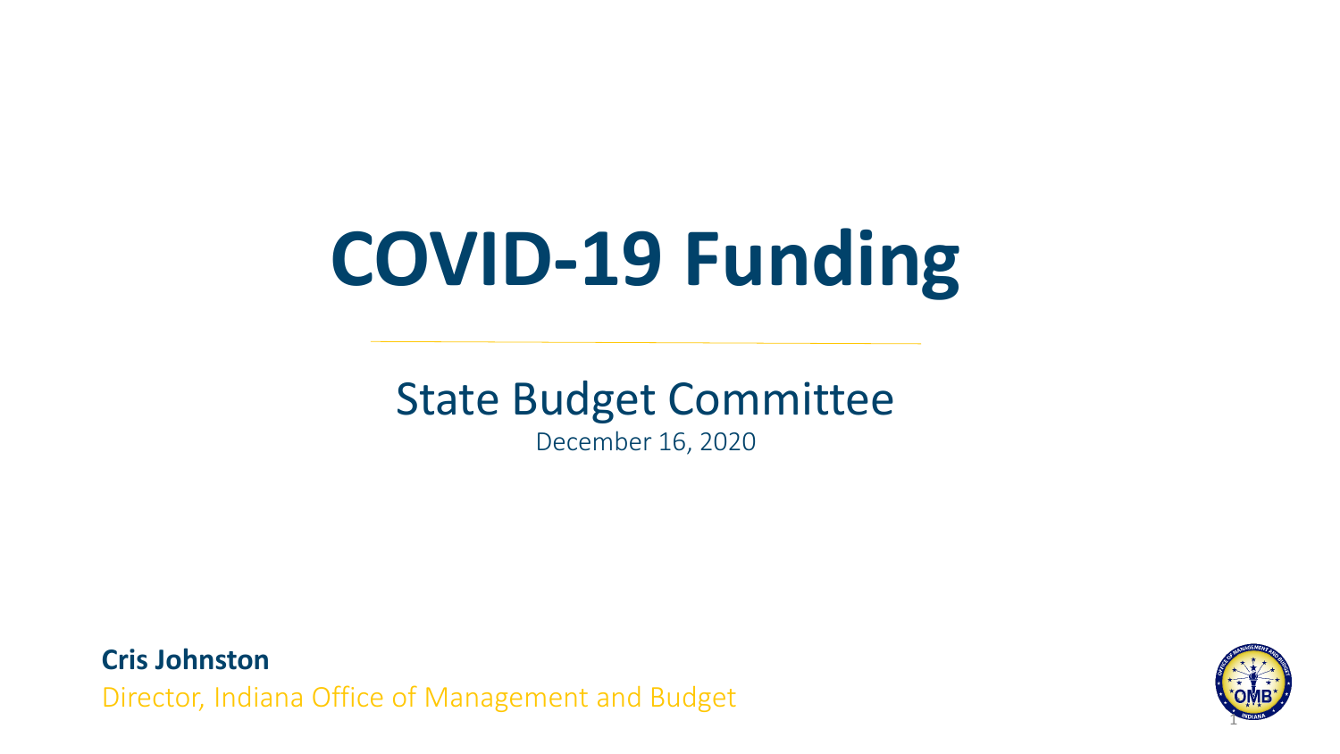# COVID-19 Funding

## State Budget Committee

December 16, 2020

**Cris Johnston**

Director, Indiana Office of Management and Budget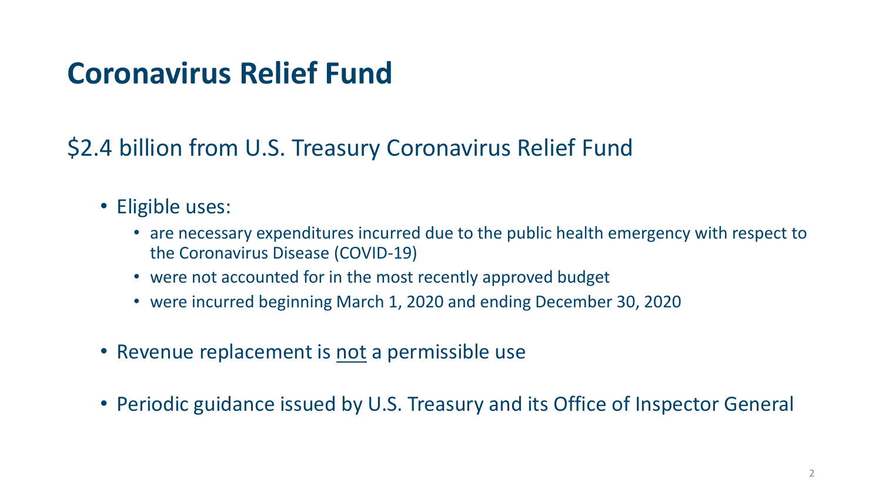# Coronavirus Relief Fund

$2.4 billion from U.S. Treasury Coronavirus Relief Fund

- Eligible uses:
  - are necessary expenditures incurred due to the public health emergency with respect to the Coronavirus Disease (COVID-19)
  - were not accounted for in the most recently approved budget
  - were incurred beginning March 1, 2020 and ending December 30, 2020
- Revenue replacement is <u>not</u> a permissible use
- Periodic guidance issued by U.S. Treasury and its Office of Inspector General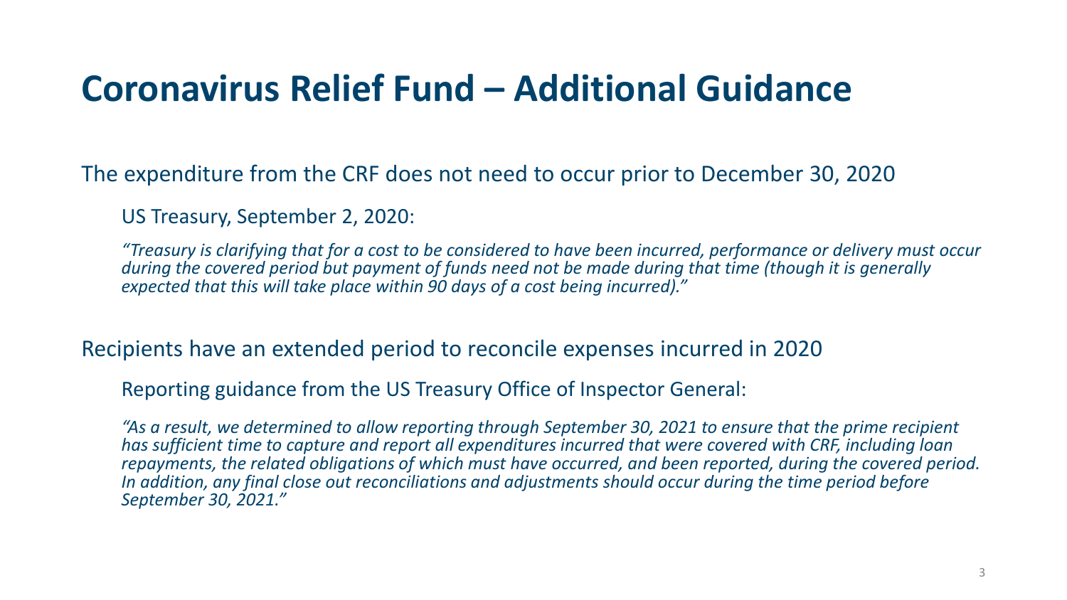# Coronavirus Relief Fund – Additional Guidance

The expenditure from the CRF does not need to occur prior to December 30, 2020

US Treasury, September 2, 2020:

*"Treasury is clarifying that for a cost to be considered to have been incurred, performance or delivery must occur during the covered period but payment of funds need not be made during that time (though it is generally expected that this will take place within 90 days of a cost being incurred)."*

Recipients have an extended period to reconcile expenses incurred in 2020

Reporting guidance from the US Treasury Office of Inspector General:

*"As a result, we determined to allow reporting through September 30, 2021 to ensure that the prime recipient has sufficient time to capture and report all expenditures incurred that were covered with CRF, including loan repayments, the related obligations of which must have occurred, and been reported, during the covered period. In addition, any final close out reconciliations and adjustments should occur during the time period before September 30, 2021."*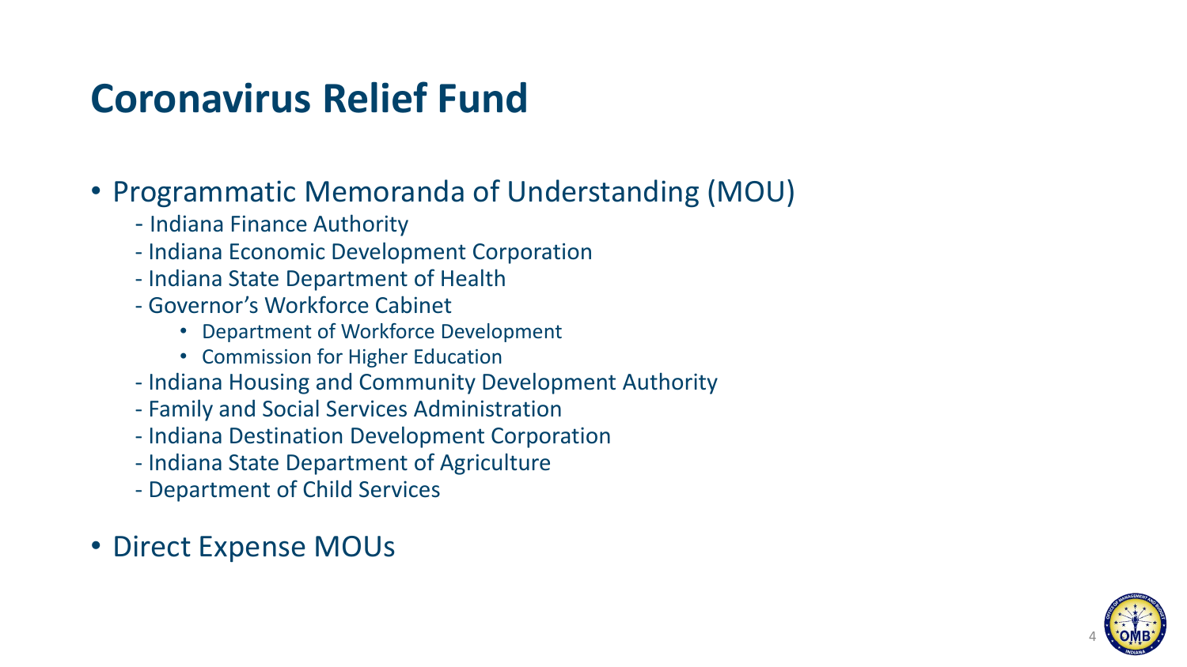# Coronavirus Relief Fund

- Programmatic Memoranda of Understanding (MOU)
  - Indiana Finance Authority
  - Indiana Economic Development Corporation
  - Indiana State Department of Health
  - Governor's Workforce Cabinet
    - Department of Workforce Development
    - Commission for Higher Education
  - Indiana Housing and Community Development Authority
  - Family and Social Services Administration
  - Indiana Destination Development Corporation
  - Indiana State Department of Agriculture
  - Department of Child Services
- Direct Expense MOUs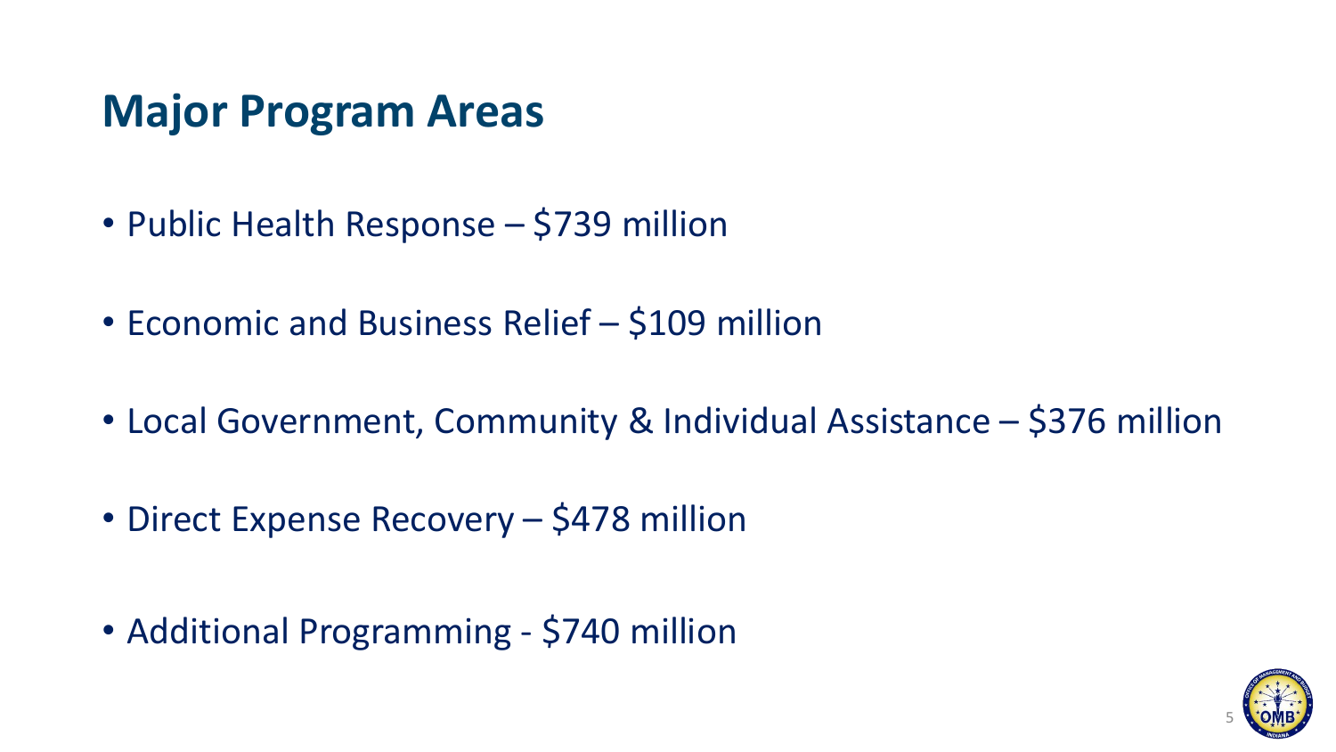## Major Program Areas

- Public Health Response – $739 million
- Economic and Business Relief – $109 million
- Local Government, Community & Individual Assistance – $376 million
- Direct Expense Recovery – $478 million
- Additional Programming - $740 million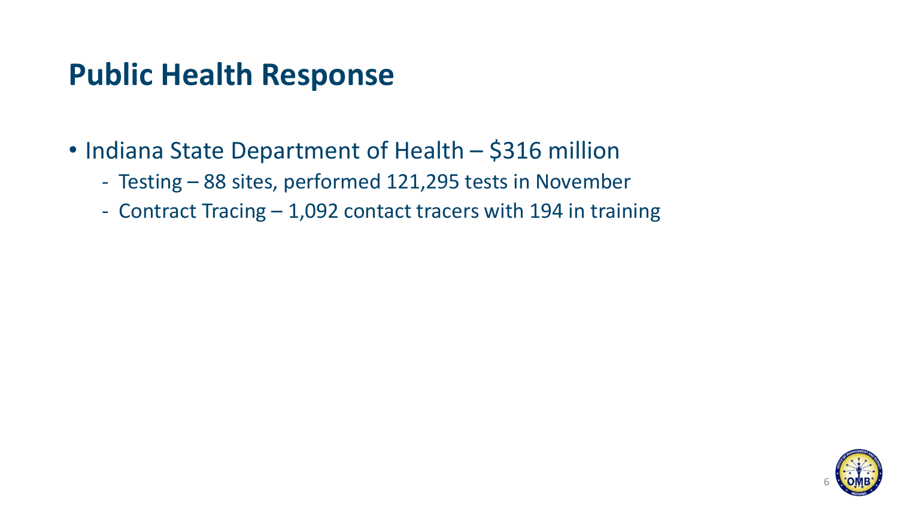# Public Health Response

- Indiana State Department of Health – $316 million
  - Testing – 88 sites, performed 121,295 tests in November
  - Contract Tracing – 1,092 contact tracers with 194 in training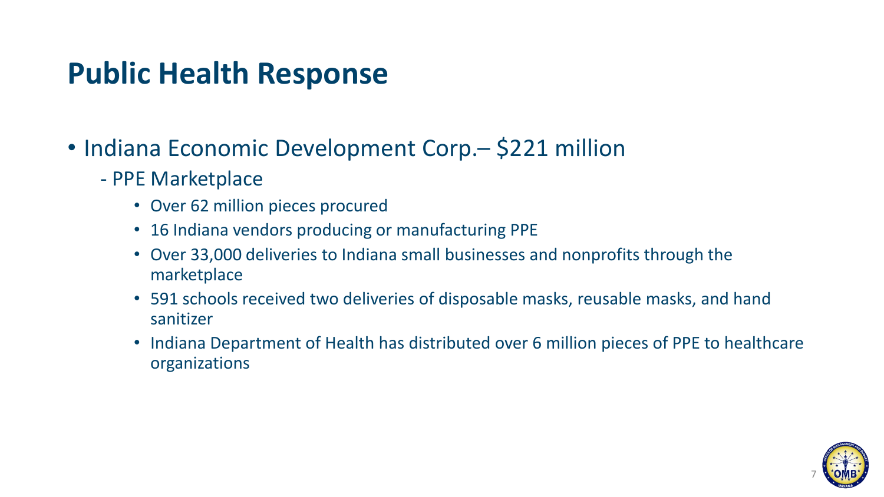# Public Health Response

- Indiana Economic Development Corp.– $221 million
  - PPE Marketplace
    - Over 62 million pieces procured
    - 16 Indiana vendors producing or manufacturing PPE
    - Over 33,000 deliveries to Indiana small businesses and nonprofits through the marketplace
    - 591 schools received two deliveries of disposable masks, reusable masks, and hand sanitizer
    - Indiana Department of Health has distributed over 6 million pieces of PPE to healthcare organizations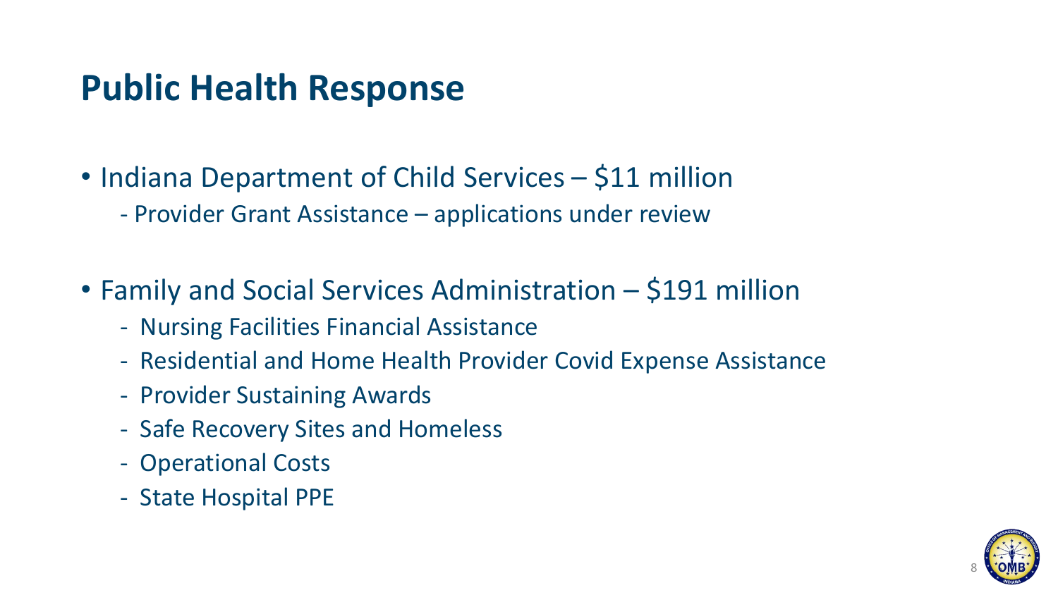# Public Health Response

- Indiana Department of Child Services – $11 million
  - Provider Grant Assistance – applications under review

- Family and Social Services Administration – $191 million
  - Nursing Facilities Financial Assistance
  - Residential and Home Health Provider Covid Expense Assistance
  - Provider Sustaining Awards
  - Safe Recovery Sites and Homeless
  - Operational Costs
  - State Hospital PPE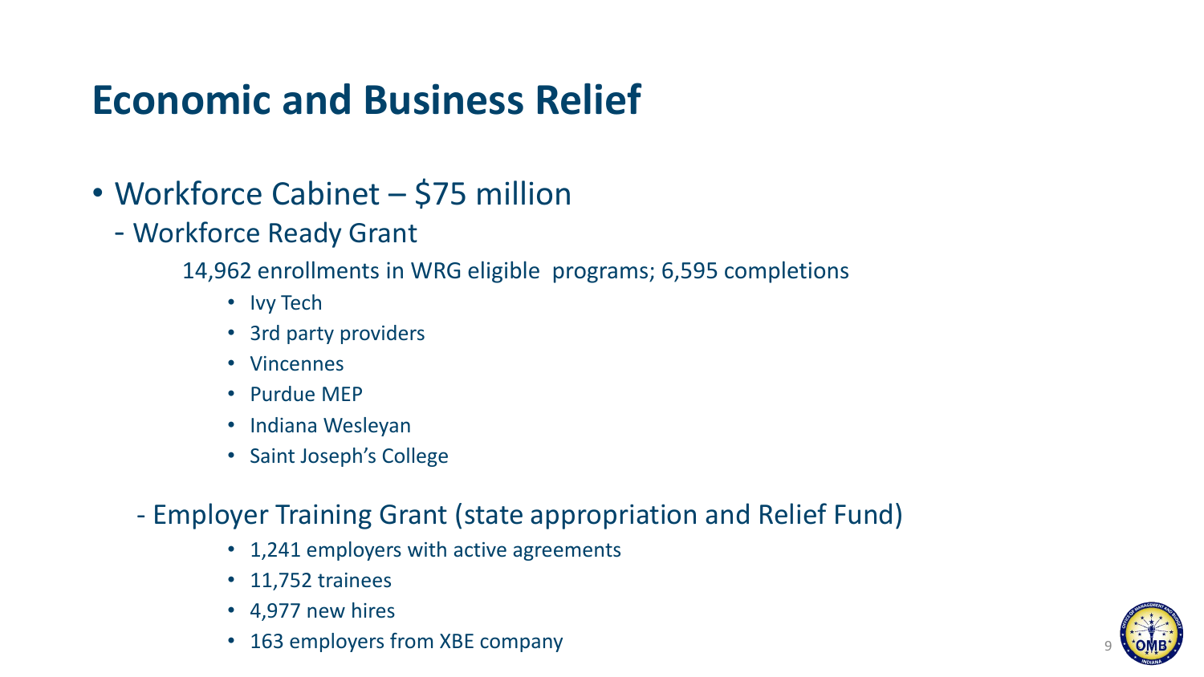# Economic and Business Relief

- Workforce Cabinet – $75 million
  - Workforce Ready Grant

    14,962 enrollments in WRG eligible programs; 6,595 completions

    - Ivy Tech
    - 3rd party providers
    - Vincennes
    - Purdue MEP
    - Indiana Wesleyan
    - Saint Joseph's College

  - Employer Training Grant (state appropriation and Relief Fund)
    - 1,241 employers with active agreements
    - 11,752 trainees
    - 4,977 new hires
    - 163 employers from XBE company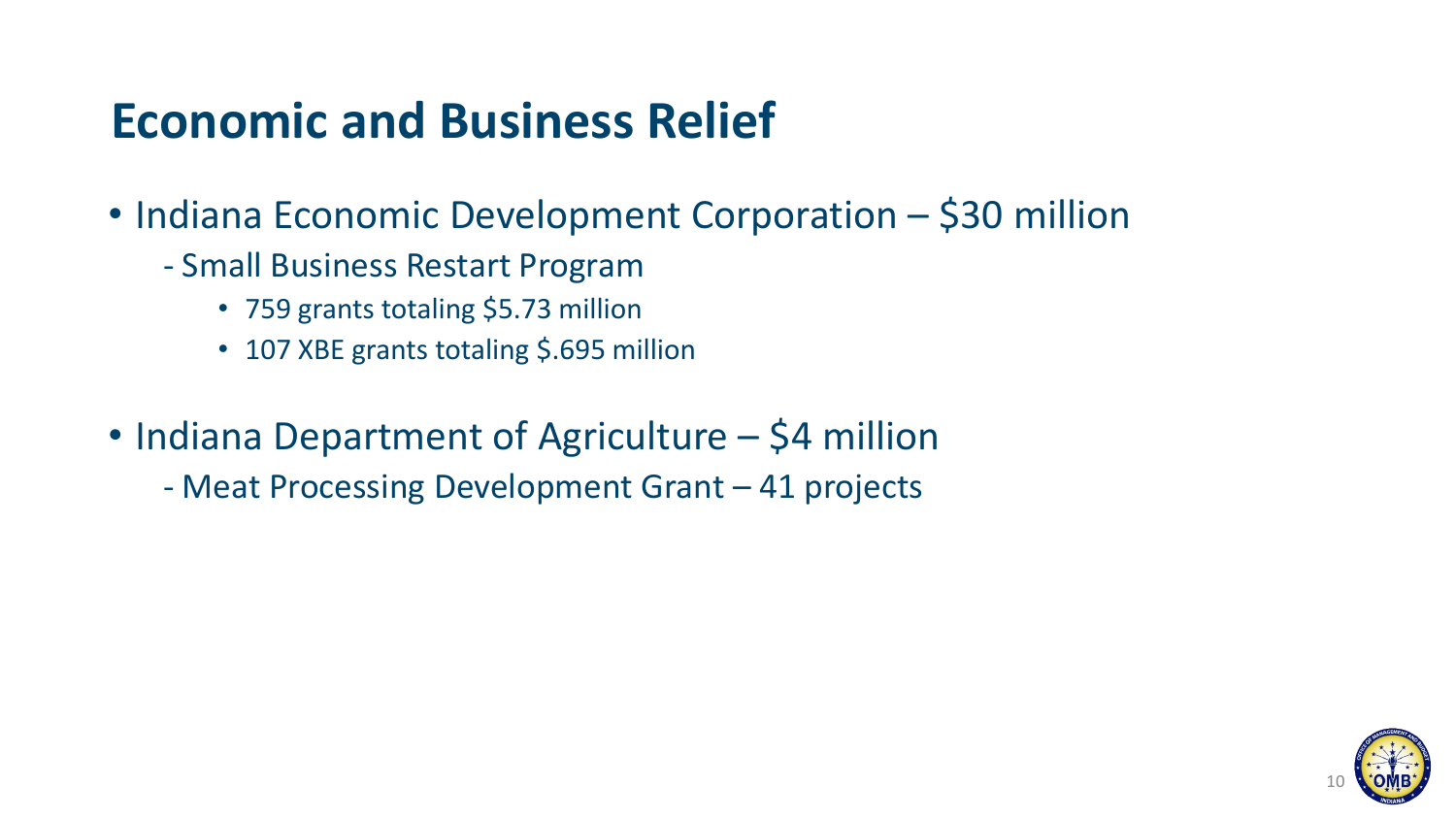# Economic and Business Relief

- Indiana Economic Development Corporation – $30 million
  - Small Business Restart Program
    - 759 grants totaling $5.73 million
    - 107 XBE grants totaling $.695 million

- Indiana Department of Agriculture – $4 million
  - Meat Processing Development Grant – 41 projects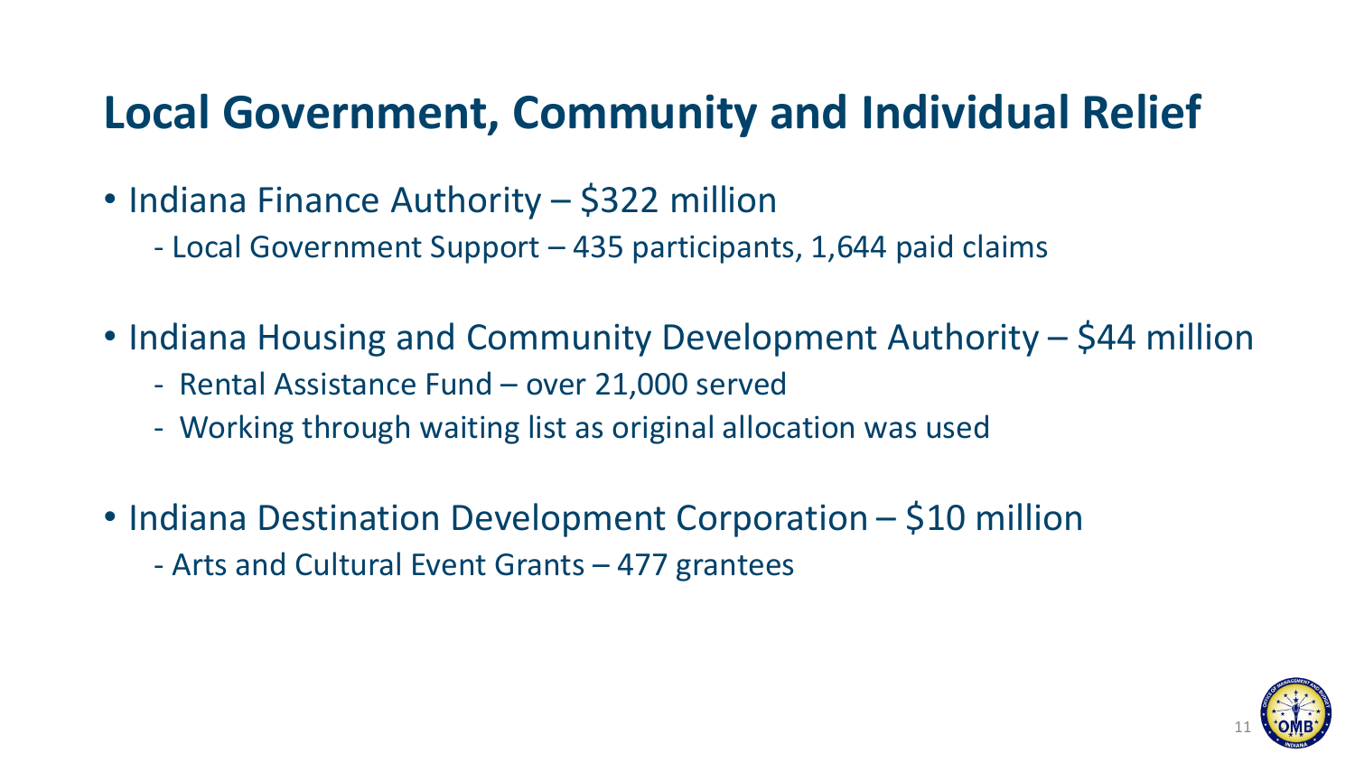# Local Government, Community and Individual Relief

- Indiana Finance Authority – $322 million
  - Local Government Support – 435 participants, 1,644 paid claims

- Indiana Housing and Community Development Authority – $44 million
  - Rental Assistance Fund – over 21,000 served
  - Working through waiting list as original allocation was used

- Indiana Destination Development Corporation – $10 million
  - Arts and Cultural Event Grants – 477 grantees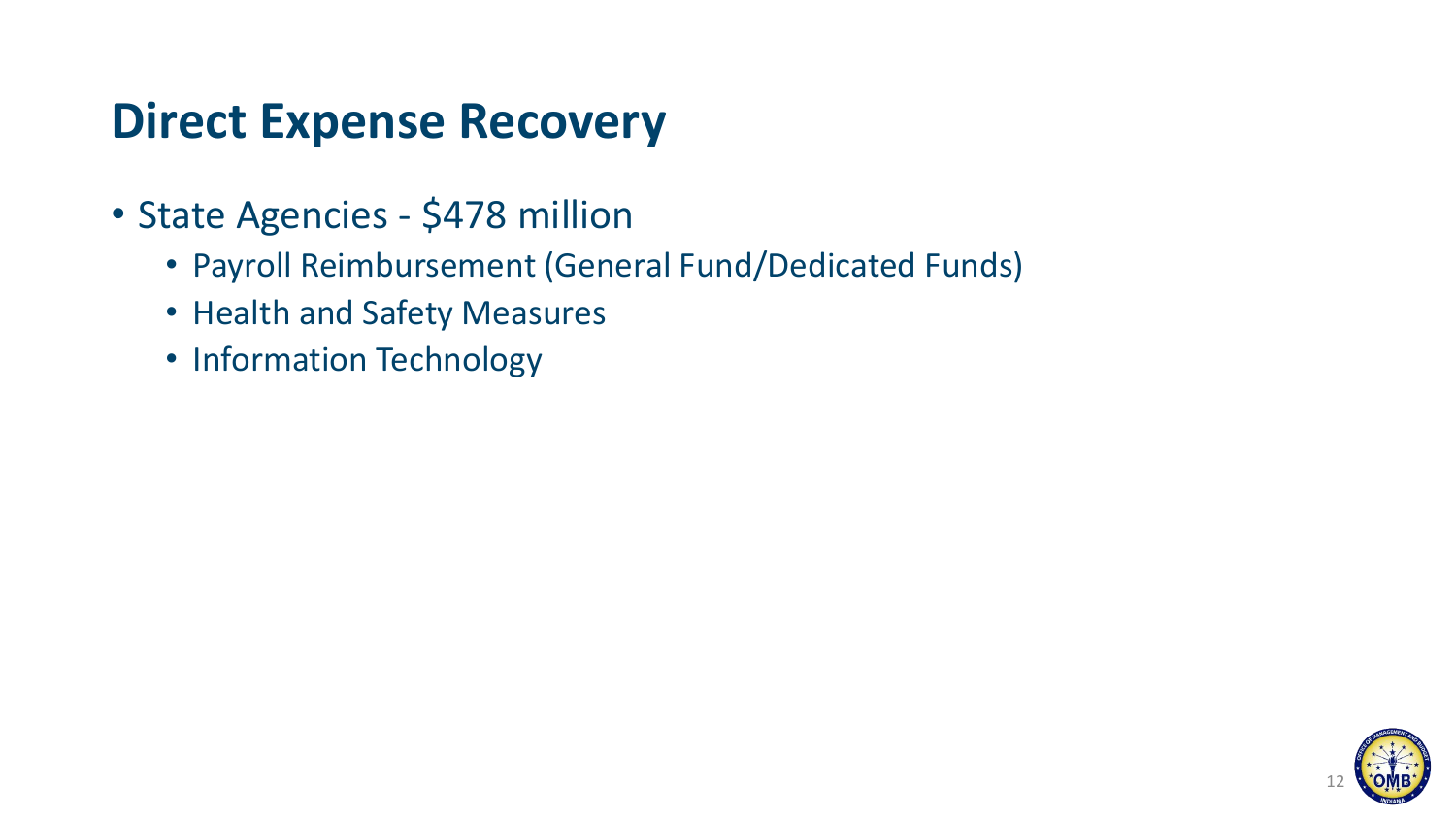# Direct Expense Recovery

- State Agencies - $478 million
  - Payroll Reimbursement (General Fund/Dedicated Funds)
  - Health and Safety Measures
  - Information Technology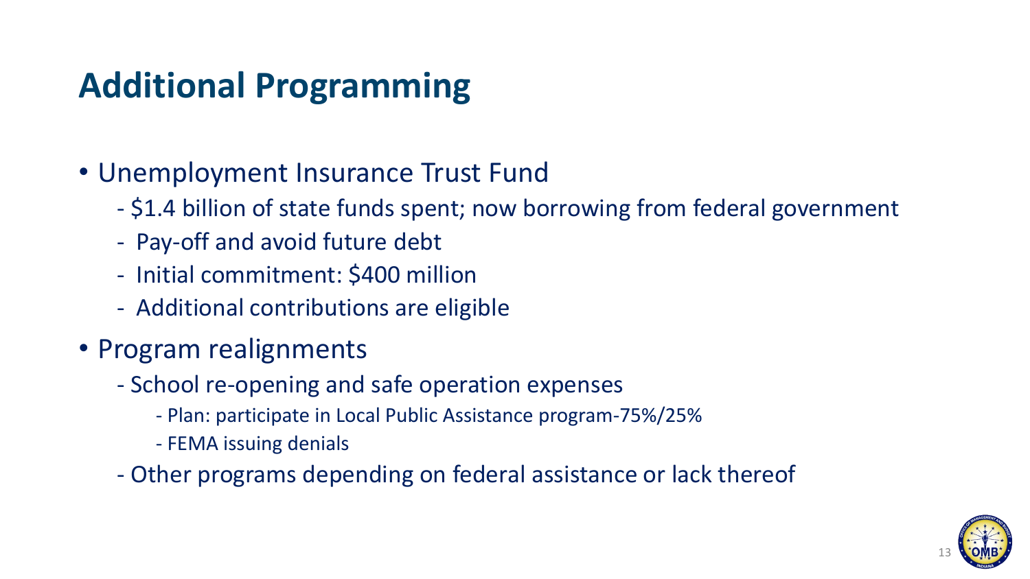# Additional Programming

- Unemployment Insurance Trust Fund
  - $1.4 billion of state funds spent; now borrowing from federal government
  - Pay-off and avoid future debt
  - Initial commitment: $400 million
  - Additional contributions are eligible
- Program realignments
  - School re-opening and safe operation expenses
    - Plan: participate in Local Public Assistance program-75%/25%
    - FEMA issuing denials
  - Other programs depending on federal assistance or lack thereof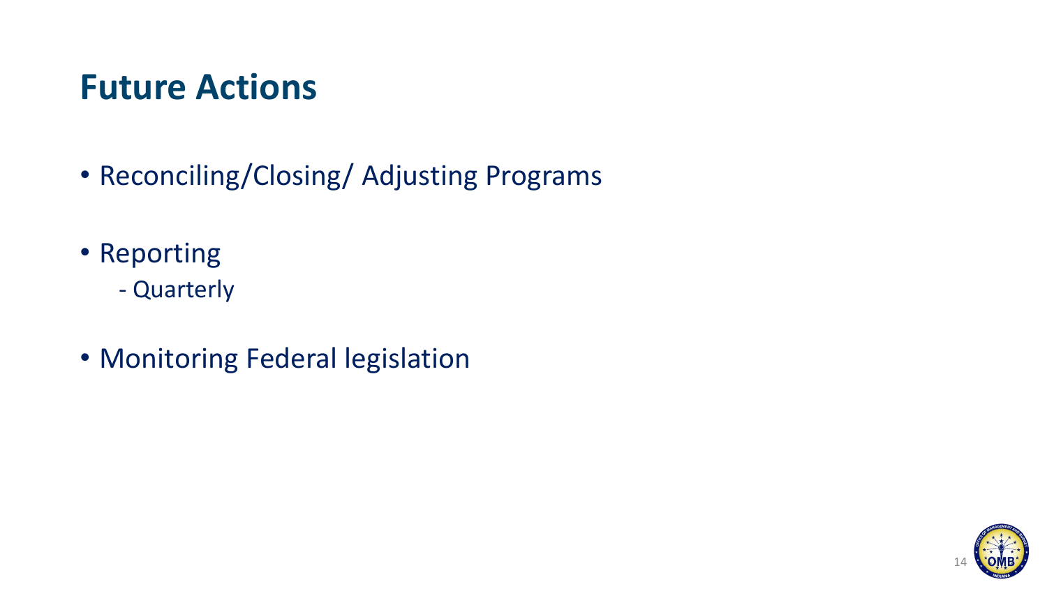# Future Actions

- Reconciling/Closing/ Adjusting Programs
- Reporting
  - Quarterly
- Monitoring Federal legislation